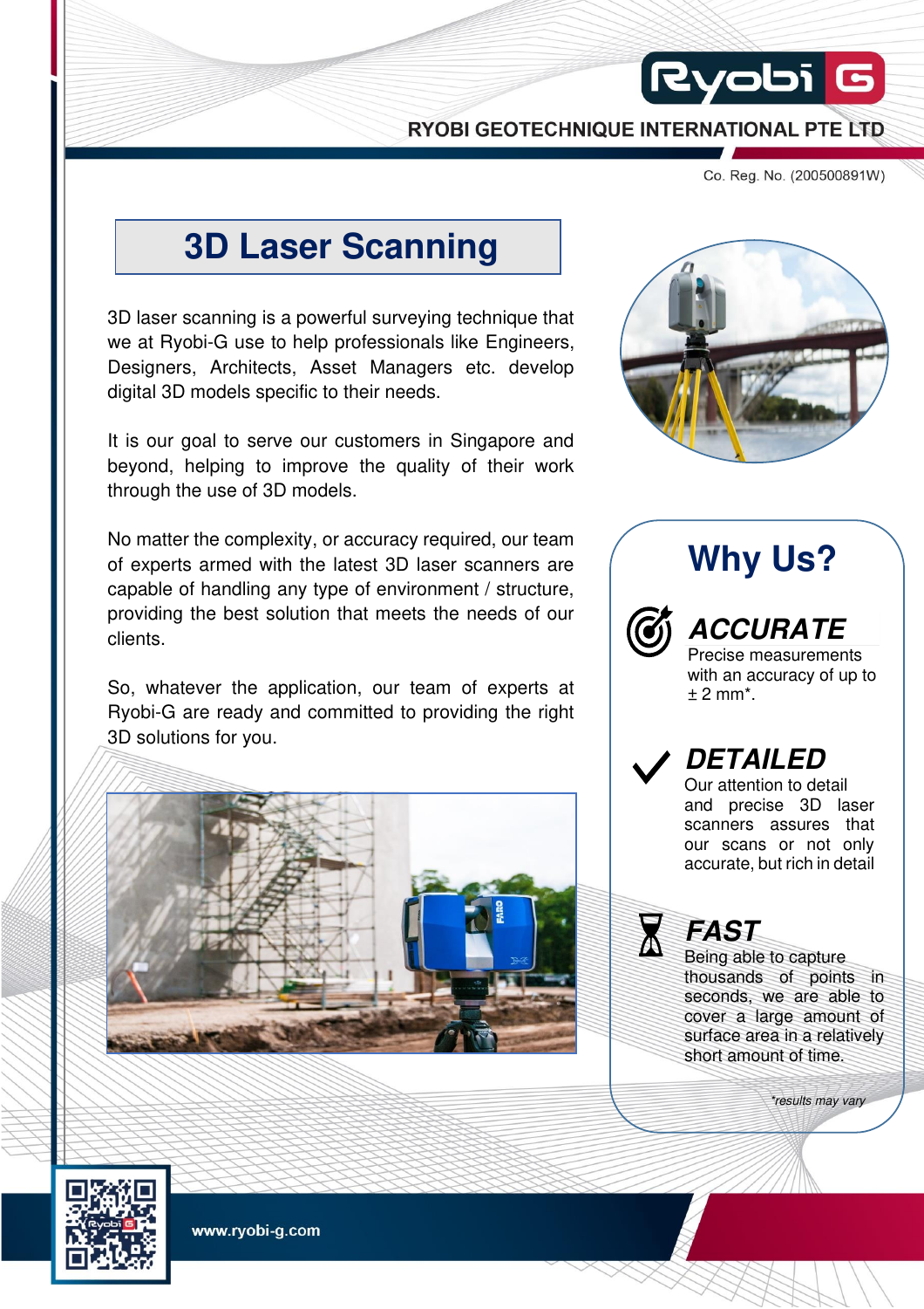RYOBI GEOTECHNIQUE INTERNATIONAL PTE LTD

Co. Reg. No. (200500891W)

# 3D Laser Scanning

3D laser scanning is a powerful surveying technique that we at Ryobi-G use to help professionals like Engineers, Designers, Architects, Asset Managers etc. develop digital 3D models specific to their needs.

It is our goal to serve our customers in Singapore and beyond, helping to improve the quality of their work through the use of 3D models.

No matter the complexity, or accuracy required, our team of experts armed with the latest 3D laser scanners are capable of handling any type of environment / structure, providing the best solution that meets the needs of our clients.

So, whatever the application, our team of experts at Ryobi-G are ready and committed to providing the right 3D solutions for you.

## Why Us?

### *ACCURATE*

Precise measurements with an accuracy of up to ± 2 mm*.

### *DETAILED*

Our attention to detail and precise 3D laser scanners assures that our scans or not only accurate, but rich in detail

### *FAST*

Being able to capture thousands of points in seconds, we are able to cover a large amount of surface area in a relatively short amount of time.

*\*results may vary*

www.ryobi-g.com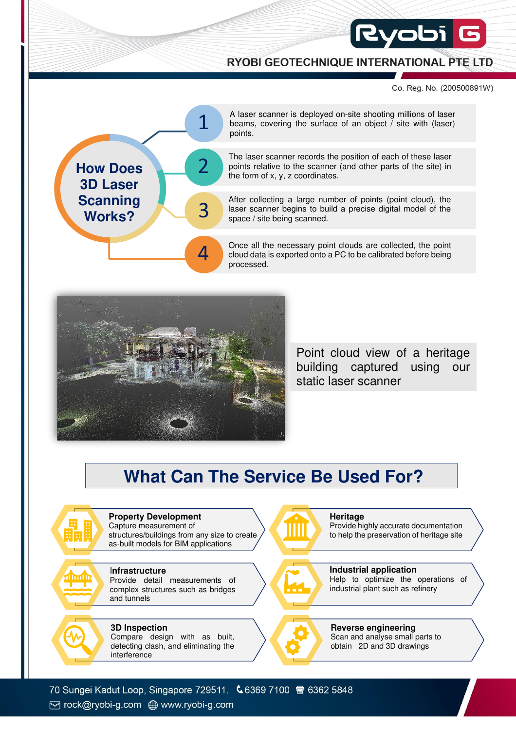RYOBI GEOTECHNIQUE INTERNATIONAL PTE LTD

Co. Reg. No. (200500891W)

## How Does 3D Laser Scanning Works?

1. A laser scanner is deployed on-site shooting millions of laser beams, covering the surface of an object / site with (laser) points.
2. The laser scanner records the position of each of these laser points relative to the scanner (and other parts of the site) in the form of x, y, z coordinates.
3. After collecting a large number of points (point cloud), the laser scanner begins to build a precise digital model of the space / site being scanned.
4. Once all the necessary point clouds are collected, the point cloud data is exported onto a PC to be calibrated before being processed.

Point cloud view of a heritage building captured using our static laser scanner

## What Can The Service Be Used For?

**Property Development**
Capture measurement of structures/buildings from any size to create as-built models for BIM applications

**Heritage**
Provide highly accurate documentation to help the preservation of heritage site

**Infrastructure**
Provide detail measurements of complex structures such as bridges and tunnels

**Industrial application**
Help to optimize the operations of industrial plant such as refinery

**3D Inspection**
Compare design with as built, detecting clash, and eliminating the interference

**Reverse engineering**
Scan and analyse small parts to obtain 2D and 3D drawings

70 Sungei Kadut Loop, Singapore 729511. 6369 7100 6362 5848
rock@ryobi-g.com www.ryobi-g.com